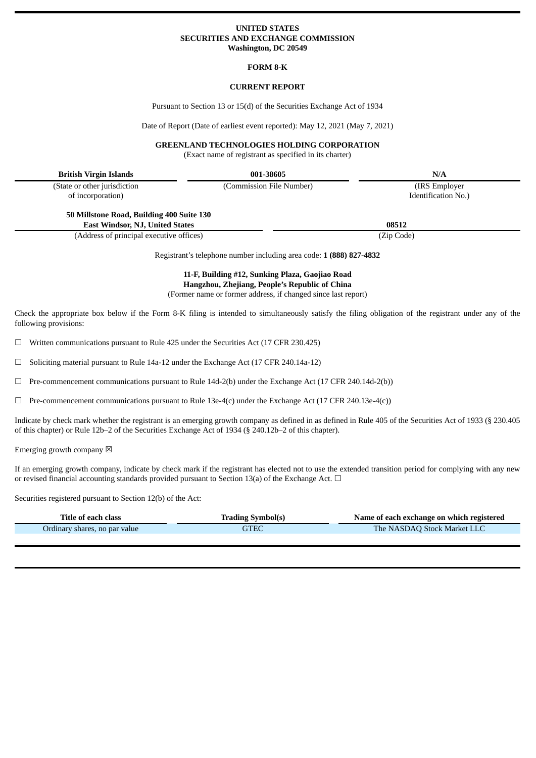**UNITED STATES**
**SECURITIES AND EXCHANGE COMMISSION**
**Washington, DC 20549**

**FORM 8-K**

**CURRENT REPORT**

Pursuant to Section 13 or 15(d) of the Securities Exchange Act of 1934

Date of Report (Date of earliest event reported): May 12, 2021 (May 7, 2021)

**GREENLAND TECHNOLOGIES HOLDING CORPORATION**
(Exact name of registrant as specified in its charter)

| **British Virgin Islands** | **001-38605** | **N/A** |
|---|---|---|
| (State or other jurisdiction of incorporation) | (Commission File Number) | (IRS Employer Identification No.) |

| **50 Millstone Road, Building 400 Suite 130 East Windsor, NJ, United States** | **08512** |
|---|---|
| (Address of principal executive offices) | (Zip Code) |

Registrant's telephone number including area code: **1 (888) 827-4832**

**11-F, Building #12, Sunking Plaza, Gaojiao Road**
**Hangzhou, Zhejiang, People's Republic of China**
(Former name or former address, if changed since last report)

Check the appropriate box below if the Form 8-K filing is intended to simultaneously satisfy the filing obligation of the registrant under any of the following provisions:

☐ Written communications pursuant to Rule 425 under the Securities Act (17 CFR 230.425)

☐ Soliciting material pursuant to Rule 14a-12 under the Exchange Act (17 CFR 240.14a-12)

☐ Pre-commencement communications pursuant to Rule 14d-2(b) under the Exchange Act (17 CFR 240.14d-2(b))

☐ Pre-commencement communications pursuant to Rule 13e-4(c) under the Exchange Act (17 CFR 240.13e-4(c))

Indicate by check mark whether the registrant is an emerging growth company as defined in as defined in Rule 405 of the Securities Act of 1933 (§ 230.405 of this chapter) or Rule 12b–2 of the Securities Exchange Act of 1934 (§ 240.12b–2 of this chapter).

Emerging growth company ☒

If an emerging growth company, indicate by check mark if the registrant has elected not to use the extended transition period for complying with any new or revised financial accounting standards provided pursuant to Section 13(a) of the Exchange Act. ☐

Securities registered pursuant to Section 12(b) of the Act:

| Title of each class | Trading Symbol(s) | Name of each exchange on which registered |
|---|---|---|
| Ordinary shares, no par value | GTEC | The NASDAQ Stock Market LLC |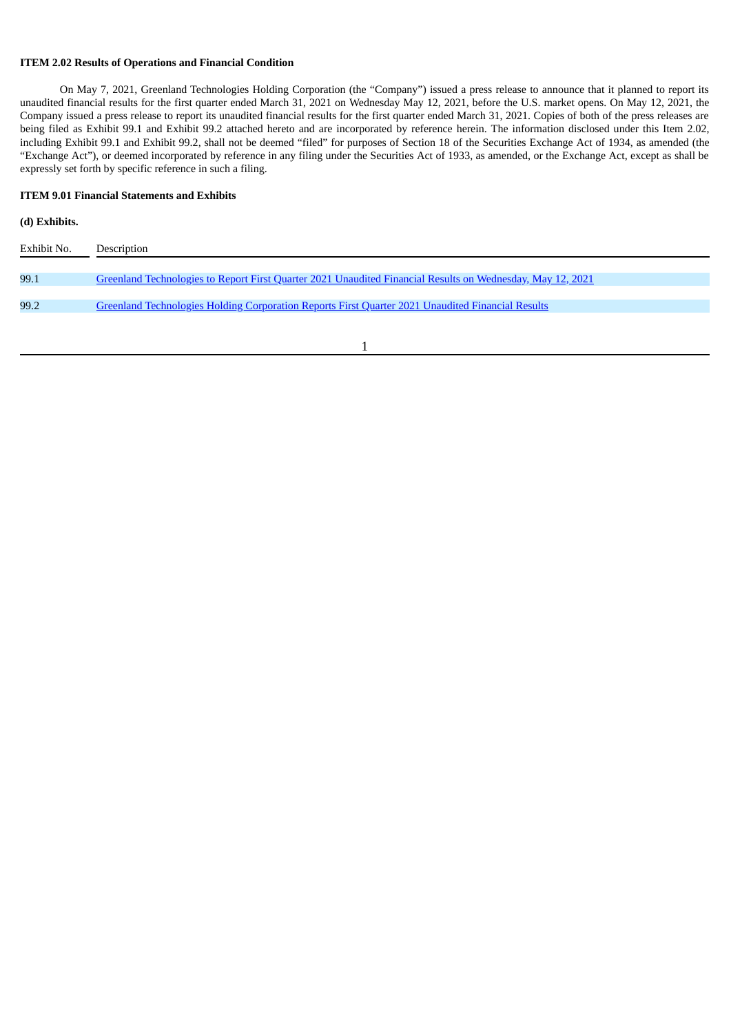**ITEM 2.02 Results of Operations and Financial Condition**

On May 7, 2021, Greenland Technologies Holding Corporation (the "Company") issued a press release to announce that it planned to report its unaudited financial results for the first quarter ended March 31, 2021 on Wednesday May 12, 2021, before the U.S. market opens. On May 12, 2021, the Company issued a press release to report its unaudited financial results for the first quarter ended March 31, 2021. Copies of both of the press releases are being filed as Exhibit 99.1 and Exhibit 99.2 attached hereto and are incorporated by reference herein. The information disclosed under this Item 2.02, including Exhibit 99.1 and Exhibit 99.2, shall not be deemed "filed" for purposes of Section 18 of the Securities Exchange Act of 1934, as amended (the "Exchange Act"), or deemed incorporated by reference in any filing under the Securities Act of 1933, as amended, or the Exchange Act, except as shall be expressly set forth by specific reference in such a filing.

**ITEM 9.01 Financial Statements and Exhibits**

**(d) Exhibits.**

| Exhibit No. | Description |
|---|---|
| 99.1 | Greenland Technologies to Report First Quarter 2021 Unaudited Financial Results on Wednesday, May 12, 2021 |
| 99.2 | Greenland Technologies Holding Corporation Reports First Quarter 2021 Unaudited Financial Results |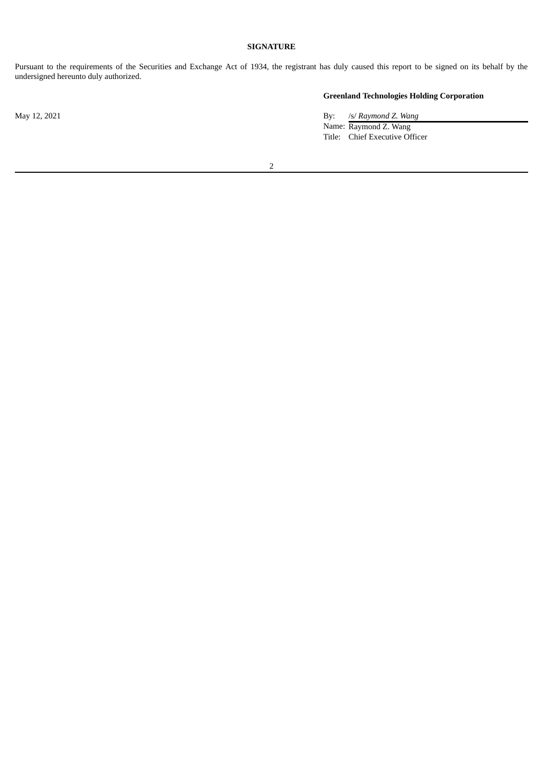**SIGNATURE**

Pursuant to the requirements of the Securities and Exchange Act of 1934, the registrant has duly caused this report to be signed on its behalf by the undersigned hereunto duly authorized.

**Greenland Technologies Holding Corporation**

May 12, 2021

By: /s/ *Raymond Z. Wang*
Name: Raymond Z. Wang
Title: Chief Executive Officer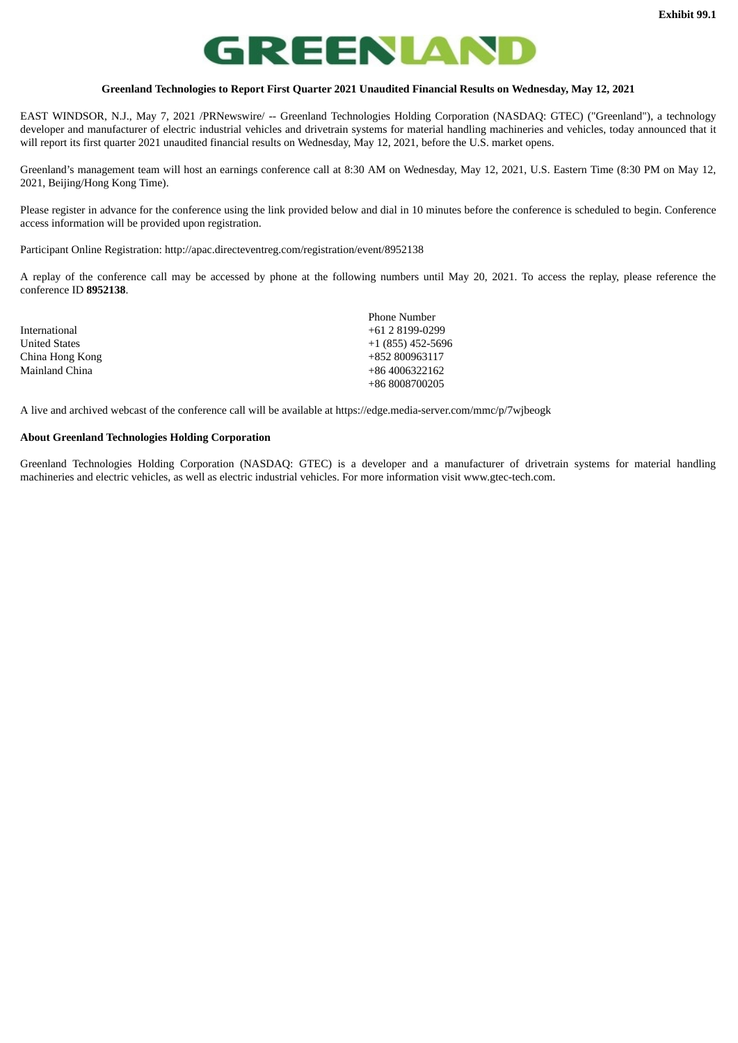Exhibit 99.1

GREENLAND

**Greenland Technologies to Report First Quarter 2021 Unaudited Financial Results on Wednesday, May 12, 2021**

EAST WINDSOR, N.J., May 7, 2021 /PRNewswire/ -- Greenland Technologies Holding Corporation (NASDAQ: GTEC) ("Greenland"), a technology developer and manufacturer of electric industrial vehicles and drivetrain systems for material handling machineries and vehicles, today announced that it will report its first quarter 2021 unaudited financial results on Wednesday, May 12, 2021, before the U.S. market opens.

Greenland's management team will host an earnings conference call at 8:30 AM on Wednesday, May 12, 2021, U.S. Eastern Time (8:30 PM on May 12, 2021, Beijing/Hong Kong Time).

Please register in advance for the conference using the link provided below and dial in 10 minutes before the conference is scheduled to begin. Conference access information will be provided upon registration.

Participant Online Registration: http://apac.directeventreg.com/registration/event/8952138

A replay of the conference call may be accessed by phone at the following numbers until May 20, 2021. To access the replay, please reference the conference ID **8952138**.

| | Phone Number |
|---|---|
| International | +61 2 8199-0299 |
| United States | +1 (855) 452-5696 |
| China Hong Kong | +852 800963117 |
| Mainland China | +86 4006322162 |
| | +86 8008700205 |

A live and archived webcast of the conference call will be available at https://edge.media-server.com/mmc/p/7wjbeogk

**About Greenland Technologies Holding Corporation**

Greenland Technologies Holding Corporation (NASDAQ: GTEC) is a developer and a manufacturer of drivetrain systems for material handling machineries and electric vehicles, as well as electric industrial vehicles. For more information visit www.gtec-tech.com.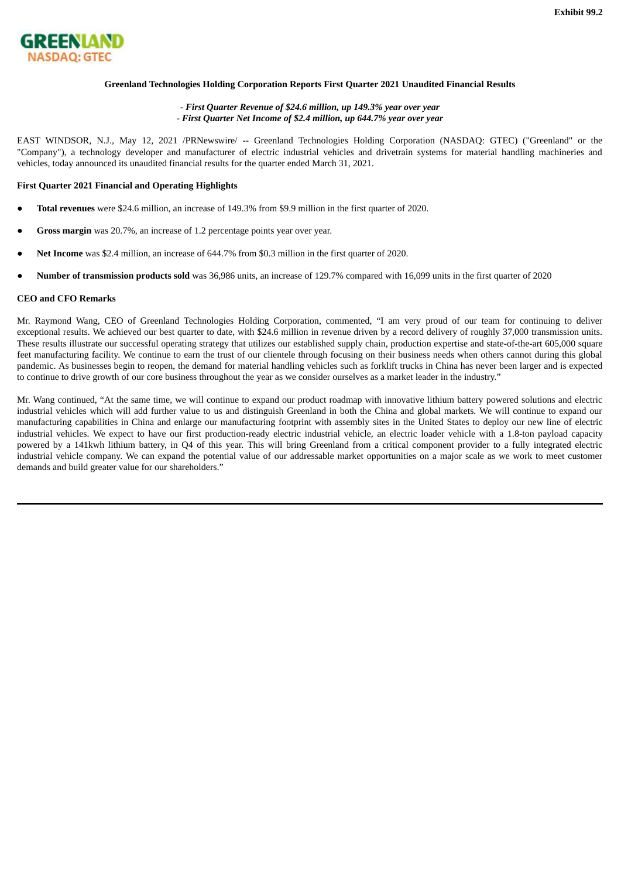Exhibit 99.2

GREENLAND
NASDAQ: GTEC

**Greenland Technologies Holding Corporation Reports First Quarter 2021 Unaudited Financial Results**

*- First Quarter Revenue of $24.6 million, up 149.3% year over year*
*- First Quarter Net Income of $2.4 million, up 644.7% year over year*

EAST WINDSOR, N.J., May 12, 2021 /PRNewswire/ -- Greenland Technologies Holding Corporation (NASDAQ: GTEC) ("Greenland" or the "Company"), a technology developer and manufacturer of electric industrial vehicles and drivetrain systems for material handling machineries and vehicles, today announced its unaudited financial results for the quarter ended March 31, 2021.

**First Quarter 2021 Financial and Operating Highlights**

- **Total revenues** were $24.6 million, an increase of 149.3% from $9.9 million in the first quarter of 2020.
- **Gross margin** was 20.7%, an increase of 1.2 percentage points year over year.
- **Net Income** was $2.4 million, an increase of 644.7% from $0.3 million in the first quarter of 2020.
- **Number of transmission products sold** was 36,986 units, an increase of 129.7% compared with 16,099 units in the first quarter of 2020

**CEO and CFO Remarks**

Mr. Raymond Wang, CEO of Greenland Technologies Holding Corporation, commented, "I am very proud of our team for continuing to deliver exceptional results. We achieved our best quarter to date, with $24.6 million in revenue driven by a record delivery of roughly 37,000 transmission units. These results illustrate our successful operating strategy that utilizes our established supply chain, production expertise and state-of-the-art 605,000 square feet manufacturing facility. We continue to earn the trust of our clientele through focusing on their business needs when others cannot during this global pandemic. As businesses begin to reopen, the demand for material handling vehicles such as forklift trucks in China has never been larger and is expected to continue to drive growth of our core business throughout the year as we consider ourselves as a market leader in the industry."

Mr. Wang continued, "At the same time, we will continue to expand our product roadmap with innovative lithium battery powered solutions and electric industrial vehicles which will add further value to us and distinguish Greenland in both the China and global markets. We will continue to expand our manufacturing capabilities in China and enlarge our manufacturing footprint with assembly sites in the United States to deploy our new line of electric industrial vehicles. We expect to have our first production-ready electric industrial vehicle, an electric loader vehicle with a 1.8-ton payload capacity powered by a 141kwh lithium battery, in Q4 of this year. This will bring Greenland from a critical component provider to a fully integrated electric industrial vehicle company. We can expand the potential value of our addressable market opportunities on a major scale as we work to meet customer demands and build greater value for our shareholders."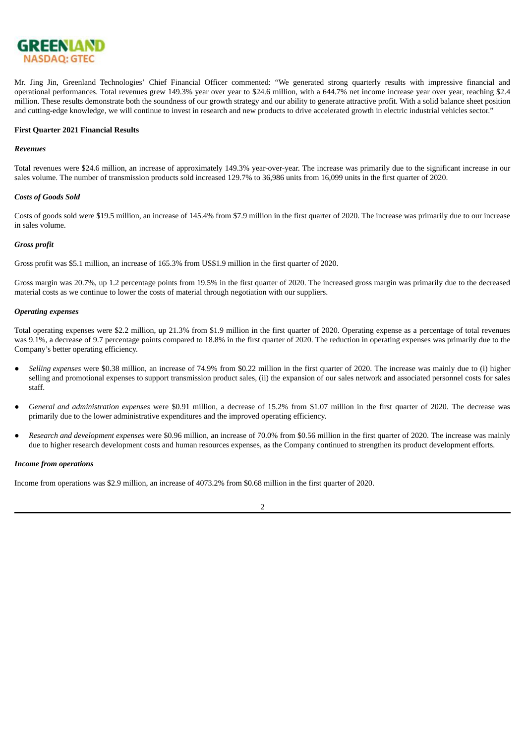Mr. Jing Jin, Greenland Technologies' Chief Financial Officer commented: "We generated strong quarterly results with impressive financial and operational performances. Total revenues grew 149.3% year over year to $24.6 million, with a 644.7% net income increase year over year, reaching $2.4 million. These results demonstrate both the soundness of our growth strategy and our ability to generate attractive profit. With a solid balance sheet position and cutting-edge knowledge, we will continue to invest in research and new products to drive accelerated growth in electric industrial vehicles sector."

**First Quarter 2021 Financial Results**

***Revenues***

Total revenues were $24.6 million, an increase of approximately 149.3% year-over-year. The increase was primarily due to the significant increase in our sales volume. The number of transmission products sold increased 129.7% to 36,986 units from 16,099 units in the first quarter of 2020.

***Costs of Goods Sold***

Costs of goods sold were $19.5 million, an increase of 145.4% from $7.9 million in the first quarter of 2020. The increase was primarily due to our increase in sales volume.

***Gross profit***

Gross profit was $5.1 million, an increase of 165.3% from US$1.9 million in the first quarter of 2020.

Gross margin was 20.7%, up 1.2 percentage points from 19.5% in the first quarter of 2020. The increased gross margin was primarily due to the decreased material costs as we continue to lower the costs of material through negotiation with our suppliers.

***Operating expenses***

Total operating expenses were $2.2 million, up 21.3% from $1.9 million in the first quarter of 2020. Operating expense as a percentage of total revenues was 9.1%, a decrease of 9.7 percentage points compared to 18.8% in the first quarter of 2020. The reduction in operating expenses was primarily due to the Company's better operating efficiency.

- *Selling expenses* were $0.38 million, an increase of 74.9% from $0.22 million in the first quarter of 2020. The increase was mainly due to (i) higher selling and promotional expenses to support transmission product sales, (ii) the expansion of our sales network and associated personnel costs for sales staff.

- *General and administration expenses* were $0.91 million, a decrease of 15.2% from $1.07 million in the first quarter of 2020. The decrease was primarily due to the lower administrative expenditures and the improved operating efficiency.

- *Research and development expenses* were $0.96 million, an increase of 70.0% from $0.56 million in the first quarter of 2020. The increase was mainly due to higher research development costs and human resources expenses, as the Company continued to strengthen its product development efforts.

***Income from operations***

Income from operations was $2.9 million, an increase of 4073.2% from $0.68 million in the first quarter of 2020.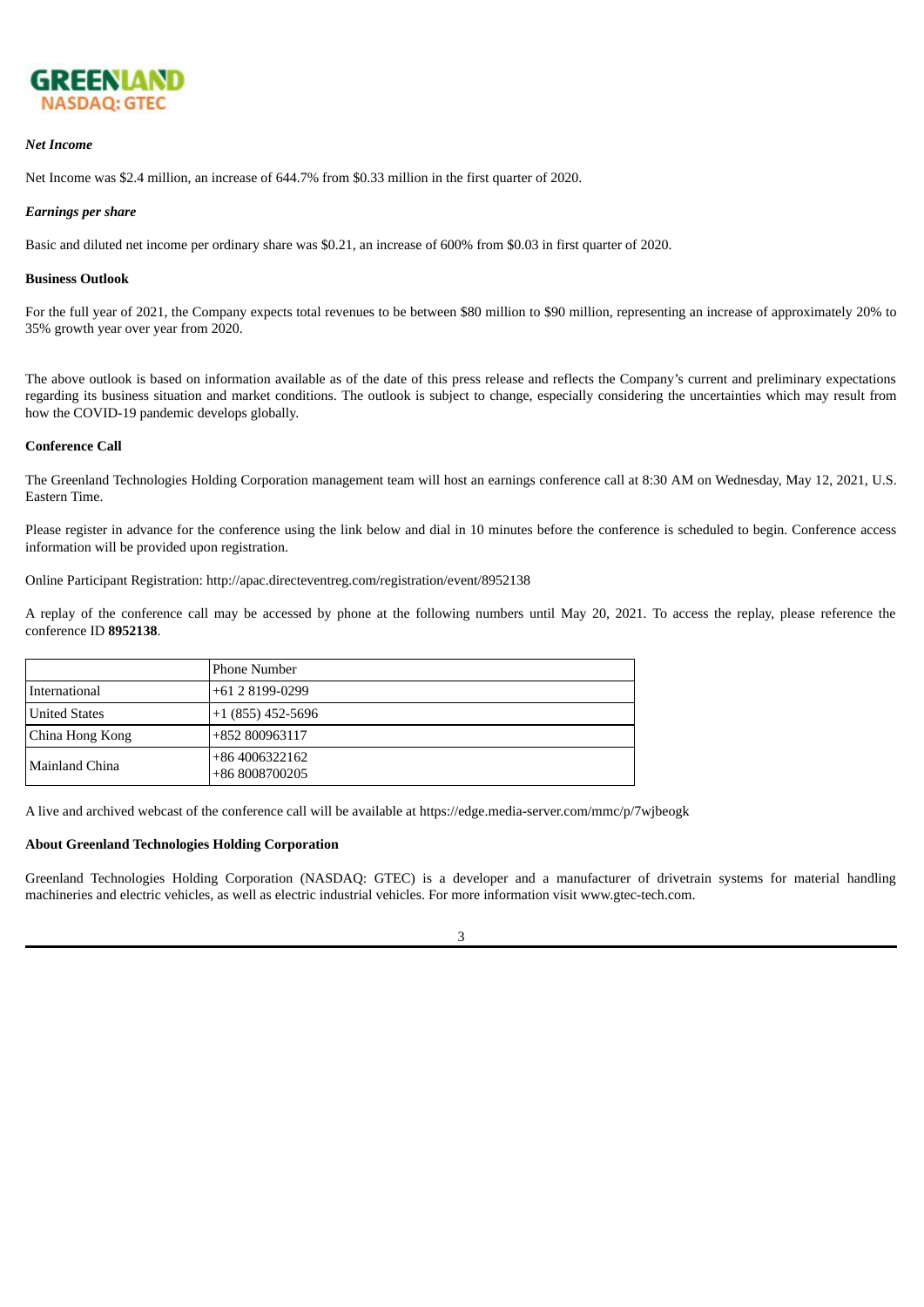*Net Income*

Net Income was $2.4 million, an increase of 644.7% from $0.33 million in the first quarter of 2020.

*Earnings per share*

Basic and diluted net income per ordinary share was $0.21, an increase of 600% from $0.03 in first quarter of 2020.

**Business Outlook**

For the full year of 2021, the Company expects total revenues to be between $80 million to $90 million, representing an increase of approximately 20% to 35% growth year over year from 2020.

The above outlook is based on information available as of the date of this press release and reflects the Company's current and preliminary expectations regarding its business situation and market conditions. The outlook is subject to change, especially considering the uncertainties which may result from how the COVID-19 pandemic develops globally.

**Conference Call**

The Greenland Technologies Holding Corporation management team will host an earnings conference call at 8:30 AM on Wednesday, May 12, 2021, U.S. Eastern Time.

Please register in advance for the conference using the link below and dial in 10 minutes before the conference is scheduled to begin. Conference access information will be provided upon registration.

Online Participant Registration: http://apac.directeventreg.com/registration/event/8952138

A replay of the conference call may be accessed by phone at the following numbers until May 20, 2021. To access the replay, please reference the conference ID **8952138**.

| | Phone Number |
|---|---|
| International | +61 2 8199-0299 |
| United States | +1 (855) 452-5696 |
| China Hong Kong | +852 800963117 |
| Mainland China | +86 4006322162<br>+86 8008700205 |

A live and archived webcast of the conference call will be available at https://edge.media-server.com/mmc/p/7wjbeogk

**About Greenland Technologies Holding Corporation**

Greenland Technologies Holding Corporation (NASDAQ: GTEC) is a developer and a manufacturer of drivetrain systems for material handling machineries and electric vehicles, as well as electric industrial vehicles. For more information visit www.gtec-tech.com.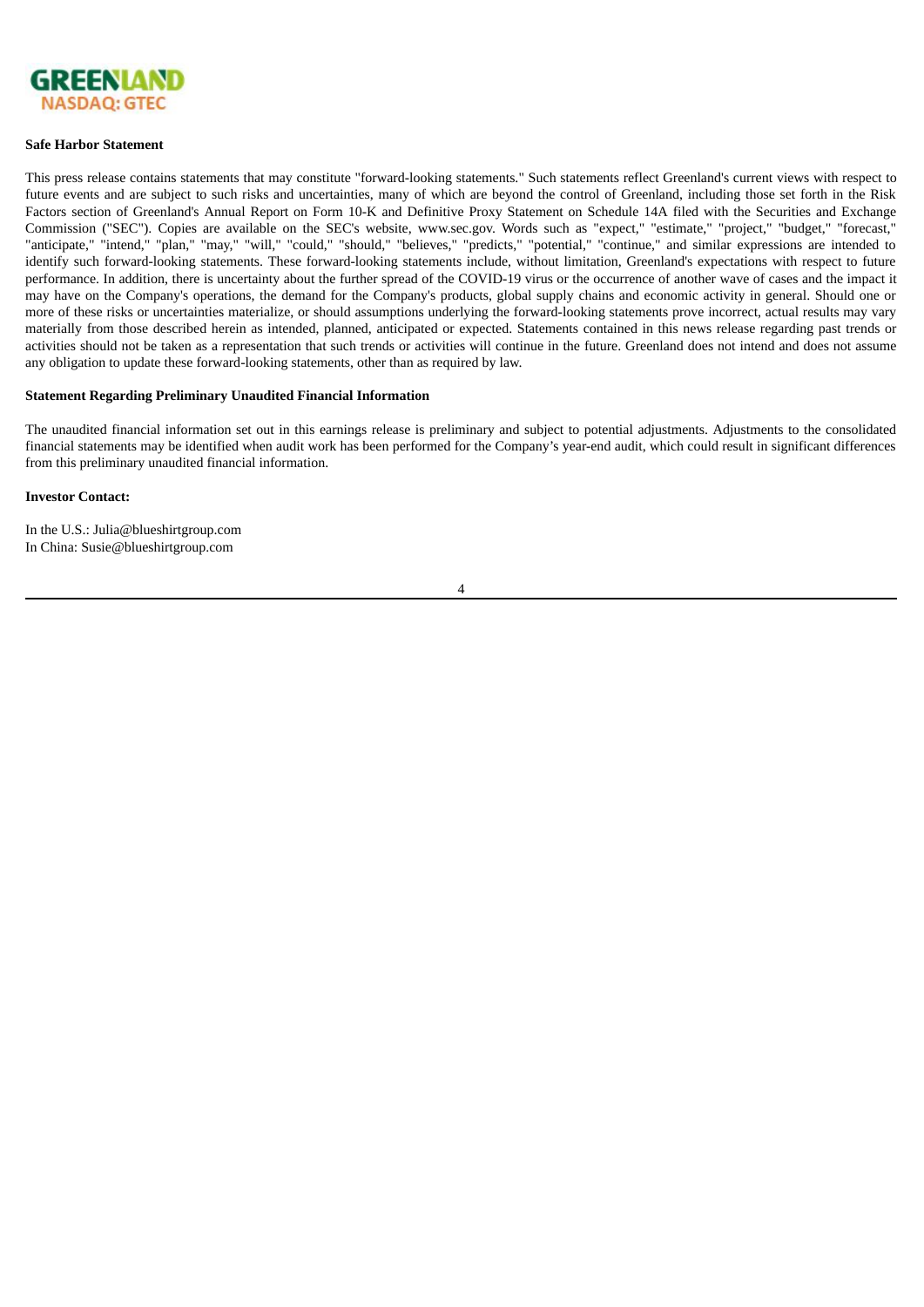GREENLAND
NASDAQ: GTEC

**Safe Harbor Statement**

This press release contains statements that may constitute "forward-looking statements." Such statements reflect Greenland's current views with respect to future events and are subject to such risks and uncertainties, many of which are beyond the control of Greenland, including those set forth in the Risk Factors section of Greenland's Annual Report on Form 10-K and Definitive Proxy Statement on Schedule 14A filed with the Securities and Exchange Commission ("SEC"). Copies are available on the SEC's website, www.sec.gov. Words such as "expect," "estimate," "project," "budget," "forecast," "anticipate," "intend," "plan," "may," "will," "could," "should," "believes," "predicts," "potential," "continue," and similar expressions are intended to identify such forward-looking statements. These forward-looking statements include, without limitation, Greenland's expectations with respect to future performance. In addition, there is uncertainty about the further spread of the COVID-19 virus or the occurrence of another wave of cases and the impact it may have on the Company's operations, the demand for the Company's products, global supply chains and economic activity in general. Should one or more of these risks or uncertainties materialize, or should assumptions underlying the forward-looking statements prove incorrect, actual results may vary materially from those described herein as intended, planned, anticipated or expected. Statements contained in this news release regarding past trends or activities should not be taken as a representation that such trends or activities will continue in the future. Greenland does not intend and does not assume any obligation to update these forward-looking statements, other than as required by law.

**Statement Regarding Preliminary Unaudited Financial Information**

The unaudited financial information set out in this earnings release is preliminary and subject to potential adjustments. Adjustments to the consolidated financial statements may be identified when audit work has been performed for the Company's year-end audit, which could result in significant differences from this preliminary unaudited financial information.

**Investor Contact:**

In the U.S.: Julia@blueshirtgroup.com
In China: Susie@blueshirtgroup.com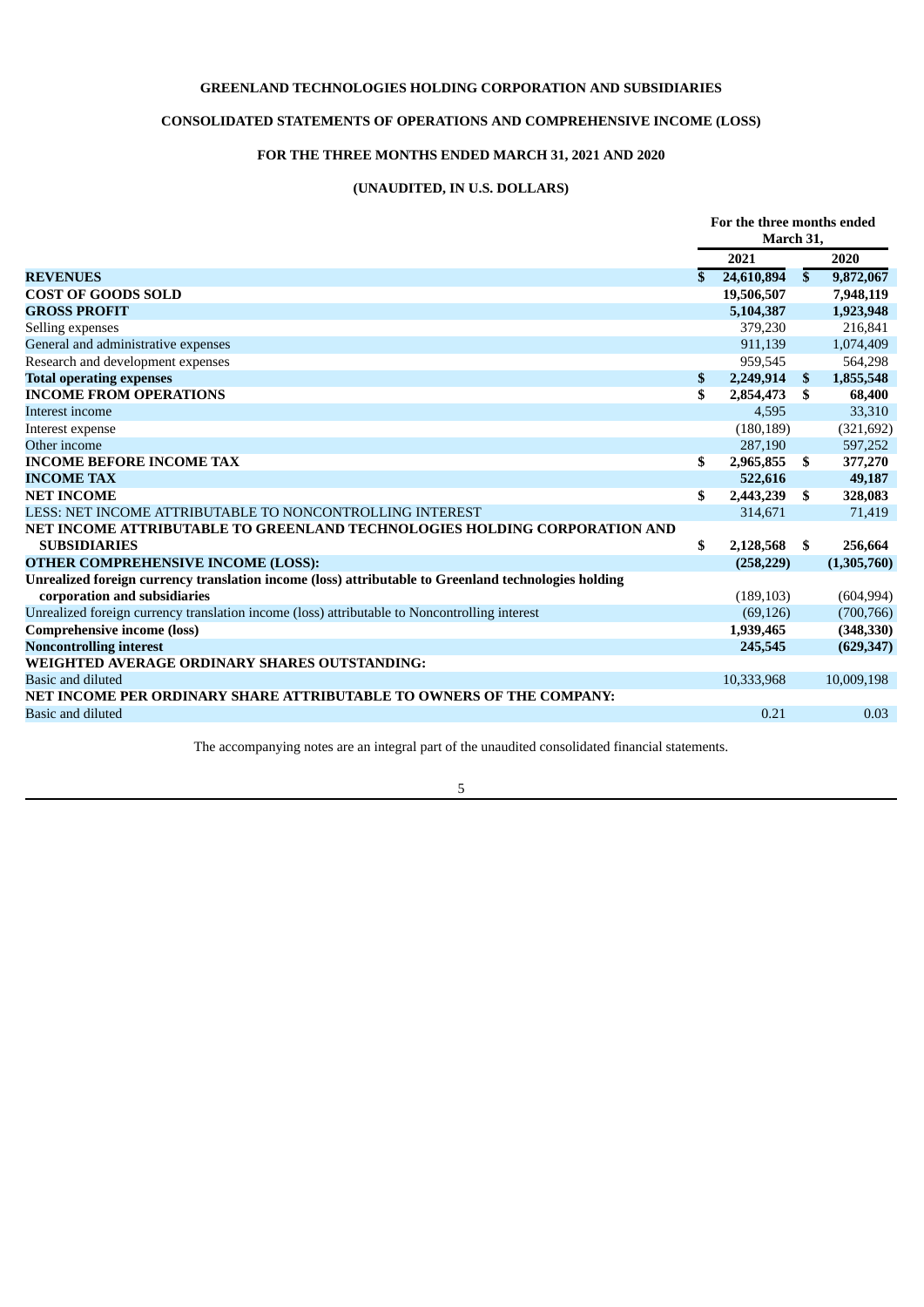**GREENLAND TECHNOLOGIES HOLDING CORPORATION AND SUBSIDIARIES**

**CONSOLIDATED STATEMENTS OF OPERATIONS AND COMPREHENSIVE INCOME (LOSS)**

**FOR THE THREE MONTHS ENDED MARCH 31, 2021 AND 2020**

**(UNAUDITED, IN U.S. DOLLARS)**

| | For the three months ended March 31, | |
|---|---|---|
| | 2021 | 2020 |
| **REVENUES** | **$ 24,610,894** | **$ 9,872,067** |
| **COST OF GOODS SOLD** | **19,506,507** | **7,948,119** |
| **GROSS PROFIT** | **5,104,387** | **1,923,948** |
| Selling expenses | 379,230 | 216,841 |
| General and administrative expenses | 911,139 | 1,074,409 |
| Research and development expenses | 959,545 | 564,298 |
| **Total operating expenses** | **$ 2,249,914** | **$ 1,855,548** |
| **INCOME FROM OPERATIONS** | **$ 2,854,473** | **$ 68,400** |
| Interest income | 4,595 | 33,310 |
| Interest expense | (180,189) | (321,692) |
| Other income | 287,190 | 597,252 |
| **INCOME BEFORE INCOME TAX** | **$ 2,965,855** | **$ 377,270** |
| **INCOME TAX** | **522,616** | **49,187** |
| **NET INCOME** | **$ 2,443,239** | **$ 328,083** |
| LESS: NET INCOME ATTRIBUTABLE TO NONCONTROLLING INTEREST | 314,671 | 71,419 |
| **NET INCOME ATTRIBUTABLE TO GREENLAND TECHNOLOGIES HOLDING CORPORATION AND SUBSIDIARIES** | **$ 2,128,568** | **$ 256,664** |
| **OTHER COMPREHENSIVE INCOME (LOSS):** | **(258,229)** | **(1,305,760)** |
| **Unrealized foreign currency translation income (loss) attributable to Greenland technologies holding corporation and subsidiaries** | (189,103) | (604,994) |
| Unrealized foreign currency translation income (loss) attributable to Noncontrolling interest | (69,126) | (700,766) |
| **Comprehensive income (loss)** | **1,939,465** | **(348,330)** |
| **Noncontrolling interest** | **245,545** | **(629,347)** |
| **WEIGHTED AVERAGE ORDINARY SHARES OUTSTANDING:** | | |
| Basic and diluted | 10,333,968 | 10,009,198 |
| **NET INCOME PER ORDINARY SHARE ATTRIBUTABLE TO OWNERS OF THE COMPANY:** | | |
| Basic and diluted | 0.21 | 0.03 |

The accompanying notes are an integral part of the unaudited consolidated financial statements.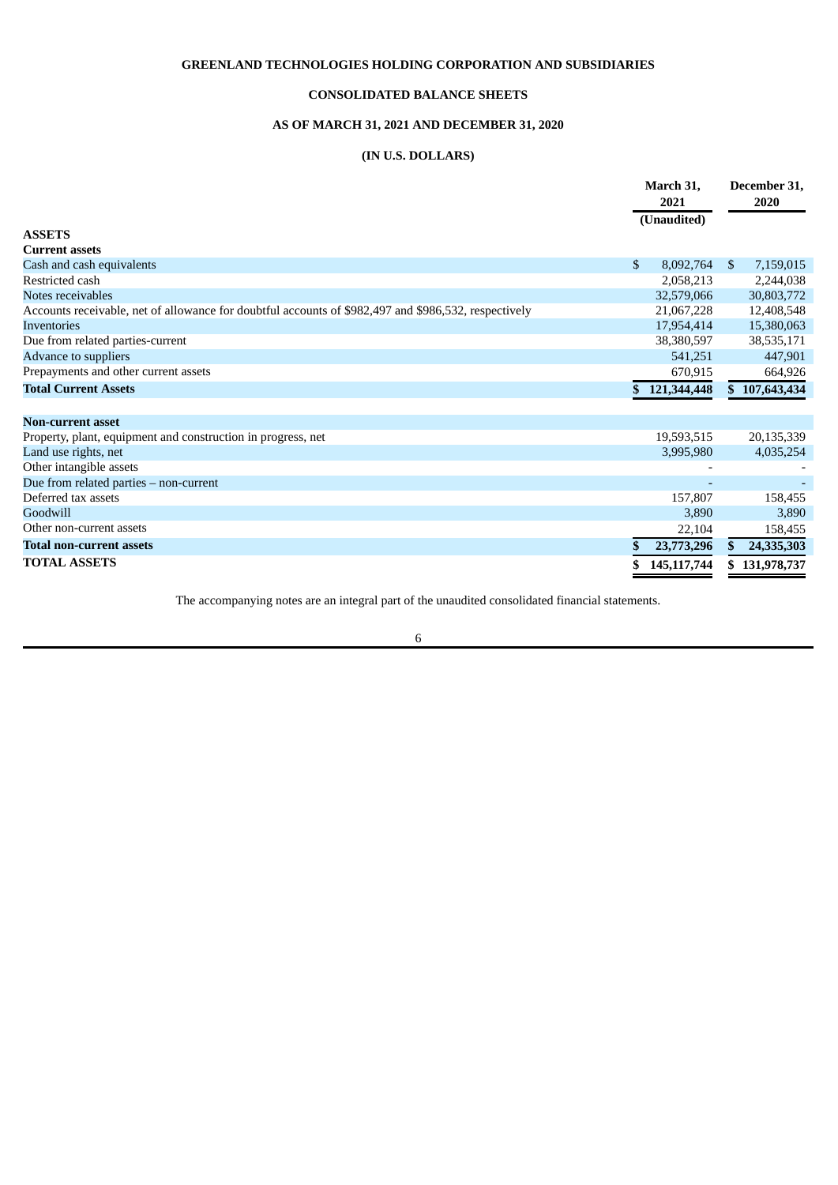**GREENLAND TECHNOLOGIES HOLDING CORPORATION AND SUBSIDIARIES**

**CONSOLIDATED BALANCE SHEETS**

**AS OF MARCH 31, 2021 AND DECEMBER 31, 2020**

**(IN U.S. DOLLARS)**

| | March 31, 2021 (Unaudited) | December 31, 2020 |
|---|---|---|
| **ASSETS** | | |
| **Current assets** | | |
| Cash and cash equivalents | $ 8,092,764 | $ 7,159,015 |
| Restricted cash | 2,058,213 | 2,244,038 |
| Notes receivables | 32,579,066 | 30,803,772 |
| Accounts receivable, net of allowance for doubtful accounts of $982,497 and $986,532, respectively | 21,067,228 | 12,408,548 |
| Inventories | 17,954,414 | 15,380,063 |
| Due from related parties-current | 38,380,597 | 38,535,171 |
| Advance to suppliers | 541,251 | 447,901 |
| Prepayments and other current assets | 670,915 | 664,926 |
| **Total Current Assets** | **$ 121,344,448** | **$ 107,643,434** |
| | | |
| **Non-current asset** | | |
| Property, plant, equipment and construction in progress, net | 19,593,515 | 20,135,339 |
| Land use rights, net | 3,995,980 | 4,035,254 |
| Other intangible assets | - | - |
| Due from related parties – non-current | - | - |
| Deferred tax assets | 157,807 | 158,455 |
| Goodwill | 3,890 | 3,890 |
| Other non-current assets | 22,104 | 158,455 |
| **Total non-current assets** | **$ 23,773,296** | **$ 24,335,303** |
| **TOTAL ASSETS** | **$ 145,117,744** | **$ 131,978,737** |

The accompanying notes are an integral part of the unaudited consolidated financial statements.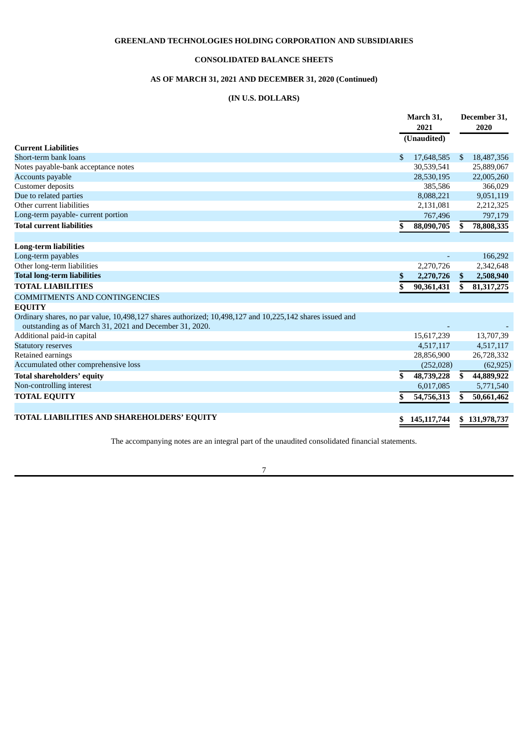**GREENLAND TECHNOLOGIES HOLDING CORPORATION AND SUBSIDIARIES**

**CONSOLIDATED BALANCE SHEETS**

**AS OF MARCH 31, 2021 AND DECEMBER 31, 2020 (Continued)**

**(IN U.S. DOLLARS)**

| | March 31, 2021 (Unaudited) | December 31, 2020 |
|---|---|---|
| **Current Liabilities** | | |
| Short-term bank loans | $ 17,648,585 | $ 18,487,356 |
| Notes payable-bank acceptance notes | 30,539,541 | 25,889,067 |
| Accounts payable | 28,530,195 | 22,005,260 |
| Customer deposits | 385,586 | 366,029 |
| Due to related parties | 8,088,221 | 9,051,119 |
| Other current liabilities | 2,131,081 | 2,212,325 |
| Long-term payable- current portion | 767,496 | 797,179 |
| **Total current liabilities** | **$ 88,090,705** | **$ 78,808,335** |
| | | |
| **Long-term liabilities** | | |
| Long-term payables | - | 166,292 |
| Other long-term liabilities | 2,270,726 | 2,342,648 |
| **Total long-term liabilities** | **$ 2,270,726** | **$ 2,508,940** |
| **TOTAL LIABILITIES** | **$ 90,361,431** | **$ 81,317,275** |
| COMMITMENTS AND CONTINGENCIES | | |
| **EQUITY** | | |
| Ordinary shares, no par value, 10,498,127 shares authorized; 10,498,127 and 10,225,142 shares issued and outstanding as of March 31, 2021 and December 31, 2020. | - | - |
| Additional paid-in capital | 15,617,239 | 13,707,39 |
| Statutory reserves | 4,517,117 | 4,517,117 |
| Retained earnings | 28,856,900 | 26,728,332 |
| Accumulated other comprehensive loss | (252,028) | (62,925) |
| **Total shareholders' equity** | **$ 48,739,228** | **$ 44,889,922** |
| Non-controlling interest | 6,017,085 | 5,771,540 |
| **TOTAL EQUITY** | **$ 54,756,313** | **$ 50,661,462** |
| | | |
| **TOTAL LIABILITIES AND SHAREHOLDERS' EQUITY** | **$ 145,117,744** | **$ 131,978,737** |

The accompanying notes are an integral part of the unaudited consolidated financial statements.